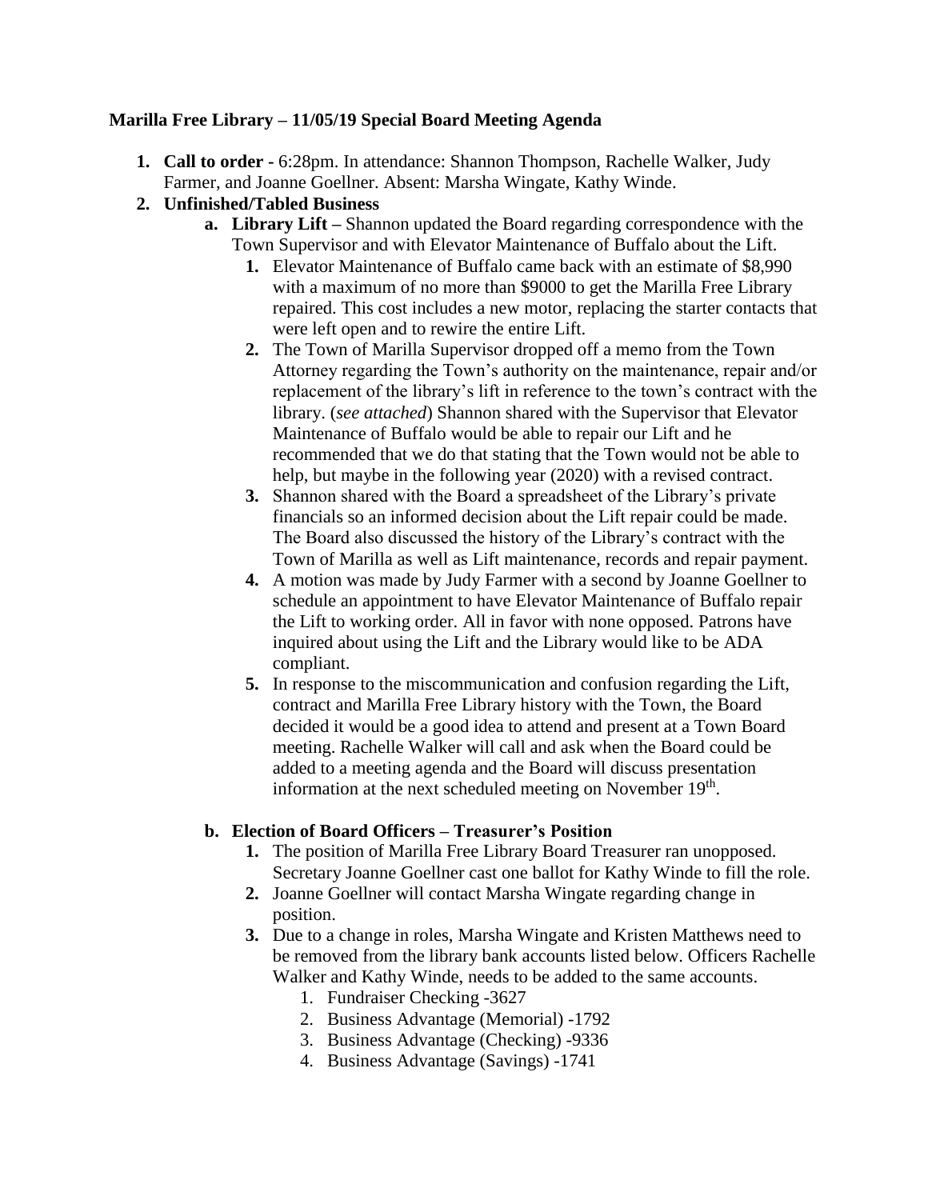**Marilla Free Library – 11/05/19 Special Board Meeting Agenda**

1. **Call to order** - 6:28pm. In attendance: Shannon Thompson, Rachelle Walker, Judy Farmer, and Joanne Goellner. Absent: Marsha Wingate, Kathy Winde.
2. **Unfinished/Tabled Business**
   a. **Library Lift –** Shannon updated the Board regarding correspondence with the Town Supervisor and with Elevator Maintenance of Buffalo about the Lift.
      1. Elevator Maintenance of Buffalo came back with an estimate of $8,990 with a maximum of no more than $9000 to get the Marilla Free Library repaired. This cost includes a new motor, replacing the starter contacts that were left open and to rewire the entire Lift.
      2. The Town of Marilla Supervisor dropped off a memo from the Town Attorney regarding the Town's authority on the maintenance, repair and/or replacement of the library's lift in reference to the town's contract with the library. (*see attached*) Shannon shared with the Supervisor that Elevator Maintenance of Buffalo would be able to repair our Lift and he recommended that we do that stating that the Town would not be able to help, but maybe in the following year (2020) with a revised contract.
      3. Shannon shared with the Board a spreadsheet of the Library's private financials so an informed decision about the Lift repair could be made. The Board also discussed the history of the Library's contract with the Town of Marilla as well as Lift maintenance, records and repair payment.
      4. A motion was made by Judy Farmer with a second by Joanne Goellner to schedule an appointment to have Elevator Maintenance of Buffalo repair the Lift to working order. All in favor with none opposed. Patrons have inquired about using the Lift and the Library would like to be ADA compliant.
      5. In response to the miscommunication and confusion regarding the Lift, contract and Marilla Free Library history with the Town, the Board decided it would be a good idea to attend and present at a Town Board meeting. Rachelle Walker will call and ask when the Board could be added to a meeting agenda and the Board will discuss presentation information at the next scheduled meeting on November 19th.

   b. **Election of Board Officers – Treasurer's Position**
      1. The position of Marilla Free Library Board Treasurer ran unopposed. Secretary Joanne Goellner cast one ballot for Kathy Winde to fill the role.
      2. Joanne Goellner will contact Marsha Wingate regarding change in position.
      3. Due to a change in roles, Marsha Wingate and Kristen Matthews need to be removed from the library bank accounts listed below. Officers Rachelle Walker and Kathy Winde, needs to be added to the same accounts.
         1. Fundraiser Checking -3627
         2. Business Advantage (Memorial) -1792
         3. Business Advantage (Checking) -9336
         4. Business Advantage (Savings) -1741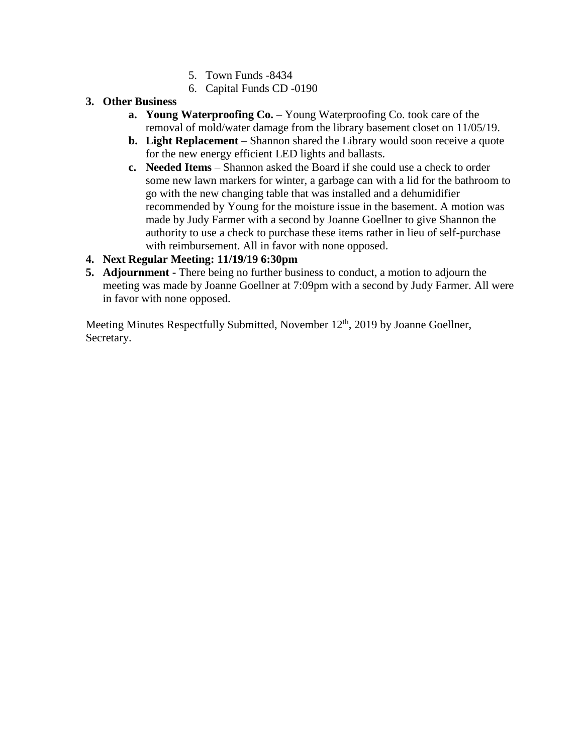5. Town Funds -8434
6. Capital Funds CD -0190

**3. Other Business**

   **a. Young Waterproofing Co.** – Young Waterproofing Co. took care of the removal of mold/water damage from the library basement closet on 11/05/19.

   **b. Light Replacement** – Shannon shared the Library would soon receive a quote for the new energy efficient LED lights and ballasts.

   **c. Needed Items** – Shannon asked the Board if she could use a check to order some new lawn markers for winter, a garbage can with a lid for the bathroom to go with the new changing table that was installed and a dehumidifier recommended by Young for the moisture issue in the basement. A motion was made by Judy Farmer with a second by Joanne Goellner to give Shannon the authority to use a check to purchase these items rather in lieu of self-purchase with reimbursement. All in favor with none opposed.

**4. Next Regular Meeting: 11/19/19 6:30pm**

**5. Adjournment -** There being no further business to conduct, a motion to adjourn the meeting was made by Joanne Goellner at 7:09pm with a second by Judy Farmer. All were in favor with none opposed.

Meeting Minutes Respectfully Submitted, November 12th, 2019 by Joanne Goellner, Secretary.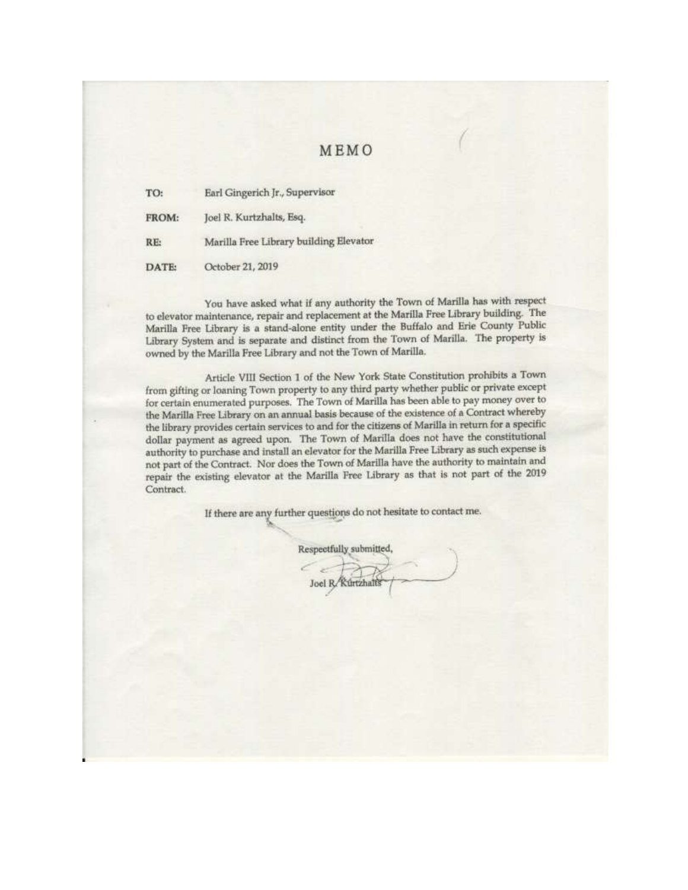# MEMO

**TO:** Earl Gingerich Jr., Supervisor

**FROM:** Joel R. Kurtzhalts, Esq.

**RE:** Marilla Free Library building Elevator

**DATE:** October 21, 2019

You have asked what if any authority the Town of Marilla has with respect to elevator maintenance, repair and replacement at the Marilla Free Library building. The Marilla Free Library is a stand-alone entity under the Buffalo and Erie County Public Library System and is separate and distinct from the Town of Marilla. The property is owned by the Marilla Free Library and not the Town of Marilla.

Article VIII Section 1 of the New York State Constitution prohibits a Town from gifting or loaning Town property to any third party whether public or private except for certain enumerated purposes. The Town of Marilla has been able to pay money over to the Marilla Free Library on an annual basis because of the existence of a Contract whereby the library provides certain services to and for the citizens of Marilla in return for a specific dollar payment as agreed upon. The Town of Marilla does not have the constitutional authority to purchase and install an elevator for the Marilla Free Library as such expense is not part of the Contract. Nor does the Town of Marilla have the authority to maintain and repair the existing elevator at the Marilla Free Library as that is not part of the 2019 Contract.

If there are any further questions do not hesitate to contact me.

Respectfully submitted,

Joel R. Kurtzhalts